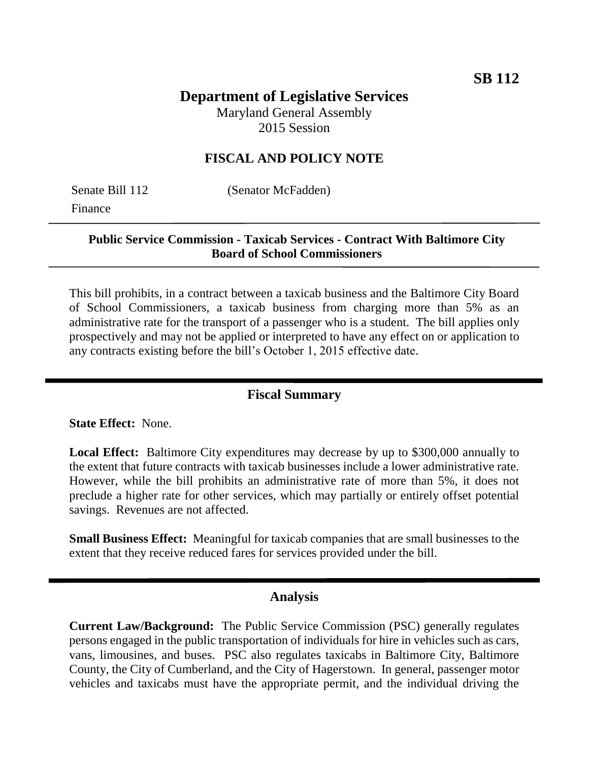**SB 112**

# Department of Legislative Services

Maryland General Assembly
2015 Session

## FISCAL AND POLICY NOTE

Senate Bill 112 (Senator McFadden)
Finance

**Public Service Commission - Taxicab Services - Contract With Baltimore City Board of School Commissioners**

This bill prohibits, in a contract between a taxicab business and the Baltimore City Board of School Commissioners, a taxicab business from charging more than 5% as an administrative rate for the transport of a passenger who is a student. The bill applies only prospectively and may not be applied or interpreted to have any effect on or application to any contracts existing before the bill's October 1, 2015 effective date.

## Fiscal Summary

**State Effect:** None.

**Local Effect:** Baltimore City expenditures may decrease by up to $300,000 annually to the extent that future contracts with taxicab businesses include a lower administrative rate. However, while the bill prohibits an administrative rate of more than 5%, it does not preclude a higher rate for other services, which may partially or entirely offset potential savings. Revenues are not affected.

**Small Business Effect:** Meaningful for taxicab companies that are small businesses to the extent that they receive reduced fares for services provided under the bill.

## Analysis

**Current Law/Background:** The Public Service Commission (PSC) generally regulates persons engaged in the public transportation of individuals for hire in vehicles such as cars, vans, limousines, and buses. PSC also regulates taxicabs in Baltimore City, Baltimore County, the City of Cumberland, and the City of Hagerstown. In general, passenger motor vehicles and taxicabs must have the appropriate permit, and the individual driving the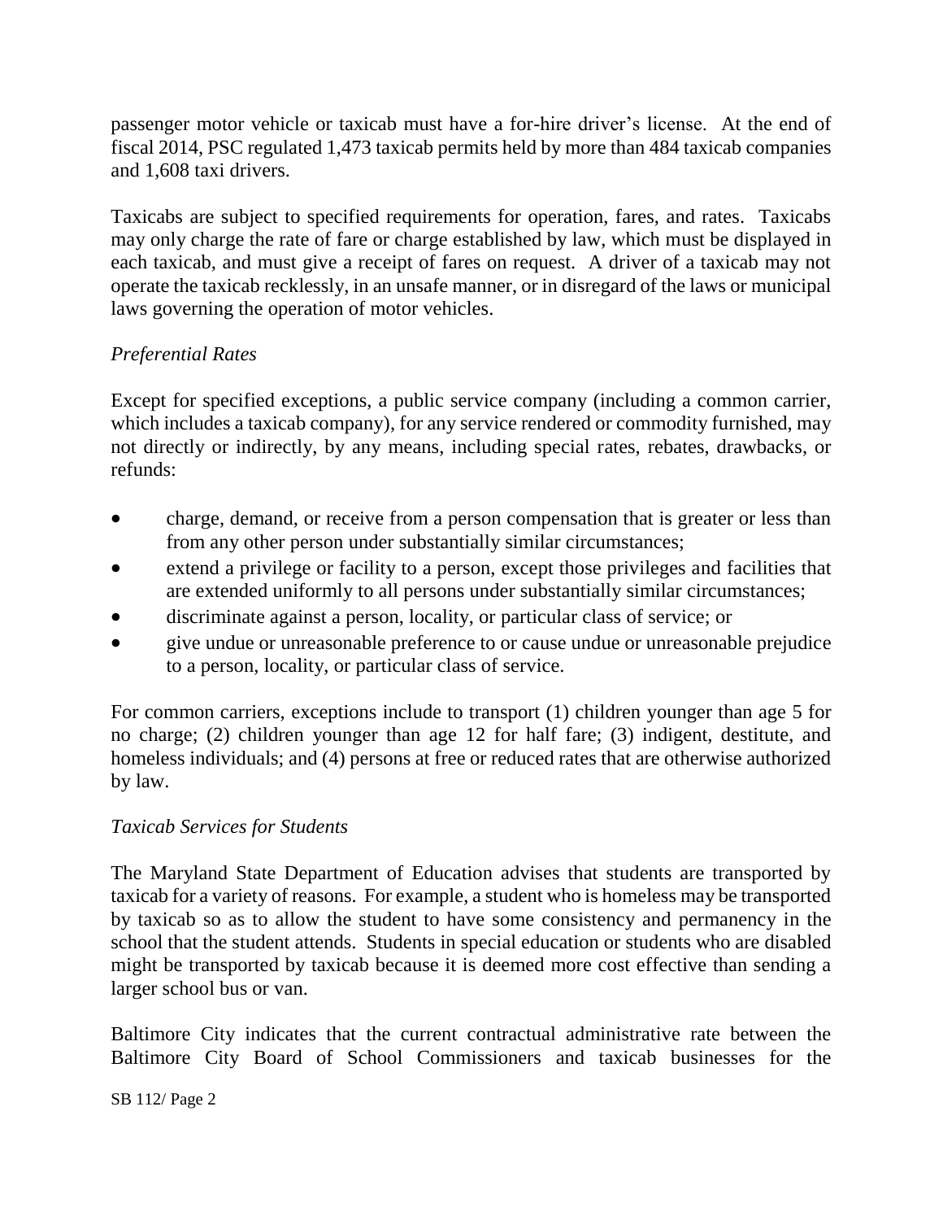passenger motor vehicle or taxicab must have a for-hire driver's license. At the end of fiscal 2014, PSC regulated 1,473 taxicab permits held by more than 484 taxicab companies and 1,608 taxi drivers.

Taxicabs are subject to specified requirements for operation, fares, and rates. Taxicabs may only charge the rate of fare or charge established by law, which must be displayed in each taxicab, and must give a receipt of fares on request. A driver of a taxicab may not operate the taxicab recklessly, in an unsafe manner, or in disregard of the laws or municipal laws governing the operation of motor vehicles.

*Preferential Rates*

Except for specified exceptions, a public service company (including a common carrier, which includes a taxicab company), for any service rendered or commodity furnished, may not directly or indirectly, by any means, including special rates, rebates, drawbacks, or refunds:

- charge, demand, or receive from a person compensation that is greater or less than from any other person under substantially similar circumstances;
- extend a privilege or facility to a person, except those privileges and facilities that are extended uniformly to all persons under substantially similar circumstances;
- discriminate against a person, locality, or particular class of service; or
- give undue or unreasonable preference to or cause undue or unreasonable prejudice to a person, locality, or particular class of service.

For common carriers, exceptions include to transport (1) children younger than age 5 for no charge; (2) children younger than age 12 for half fare; (3) indigent, destitute, and homeless individuals; and (4) persons at free or reduced rates that are otherwise authorized by law.

*Taxicab Services for Students*

The Maryland State Department of Education advises that students are transported by taxicab for a variety of reasons. For example, a student who is homeless may be transported by taxicab so as to allow the student to have some consistency and permanency in the school that the student attends. Students in special education or students who are disabled might be transported by taxicab because it is deemed more cost effective than sending a larger school bus or van.

Baltimore City indicates that the current contractual administrative rate between the Baltimore City Board of School Commissioners and taxicab businesses for the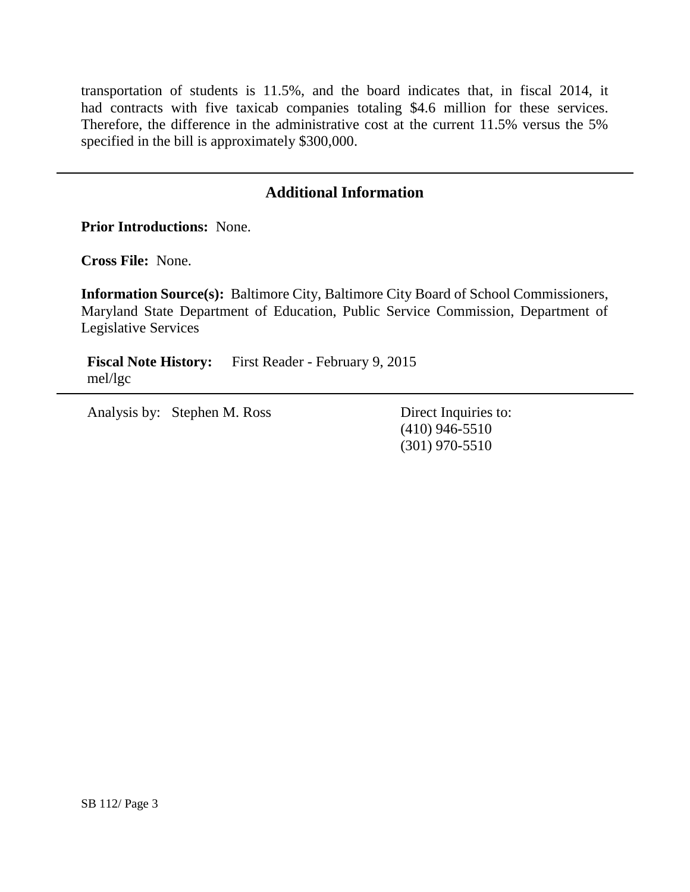transportation of students is 11.5%, and the board indicates that, in fiscal 2014, it had contracts with five taxicab companies totaling $4.6 million for these services. Therefore, the difference in the administrative cost at the current 11.5% versus the 5% specified in the bill is approximately $300,000.

## Additional Information

**Prior Introductions:** None.

**Cross File:** None.

**Information Source(s):** Baltimore City, Baltimore City Board of School Commissioners, Maryland State Department of Education, Public Service Commission, Department of Legislative Services

**Fiscal Note History:** First Reader - February 9, 2015
mel/lgc

Analysis by: Stephen M. Ross

Direct Inquiries to:
(410) 946-5510
(301) 970-5510